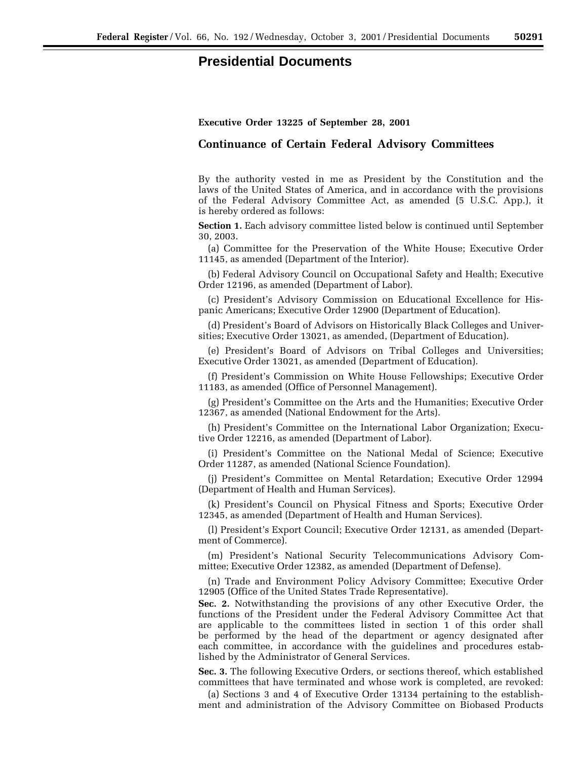# Presidential Documents

**Executive Order 13225 of September 28, 2001**

## Continuance of Certain Federal Advisory Committees

By the authority vested in me as President by the Constitution and the laws of the United States of America, and in accordance with the provisions of the Federal Advisory Committee Act, as amended (5 U.S.C. App.), it is hereby ordered as follows:

**Section 1.** Each advisory committee listed below is continued until September 30, 2003.

(a) Committee for the Preservation of the White House; Executive Order 11145, as amended (Department of the Interior).

(b) Federal Advisory Council on Occupational Safety and Health; Executive Order 12196, as amended (Department of Labor).

(c) President's Advisory Commission on Educational Excellence for Hispanic Americans; Executive Order 12900 (Department of Education).

(d) President's Board of Advisors on Historically Black Colleges and Universities; Executive Order 13021, as amended, (Department of Education).

(e) President's Board of Advisors on Tribal Colleges and Universities; Executive Order 13021, as amended (Department of Education).

(f) President's Commission on White House Fellowships; Executive Order 11183, as amended (Office of Personnel Management).

(g) President's Committee on the Arts and the Humanities; Executive Order 12367, as amended (National Endowment for the Arts).

(h) President's Committee on the International Labor Organization; Executive Order 12216, as amended (Department of Labor).

(i) President's Committee on the National Medal of Science; Executive Order 11287, as amended (National Science Foundation).

(j) President's Committee on Mental Retardation; Executive Order 12994 (Department of Health and Human Services).

(k) President's Council on Physical Fitness and Sports; Executive Order 12345, as amended (Department of Health and Human Services).

(l) President's Export Council; Executive Order 12131, as amended (Department of Commerce).

(m) President's National Security Telecommunications Advisory Committee; Executive Order 12382, as amended (Department of Defense).

(n) Trade and Environment Policy Advisory Committee; Executive Order 12905 (Office of the United States Trade Representative).

**Sec. 2.** Notwithstanding the provisions of any other Executive Order, the functions of the President under the Federal Advisory Committee Act that are applicable to the committees listed in section 1 of this order shall be performed by the head of the department or agency designated after each committee, in accordance with the guidelines and procedures established by the Administrator of General Services.

**Sec. 3.** The following Executive Orders, or sections thereof, which established committees that have terminated and whose work is completed, are revoked:

(a) Sections 3 and 4 of Executive Order 13134 pertaining to the establishment and administration of the Advisory Committee on Biobased Products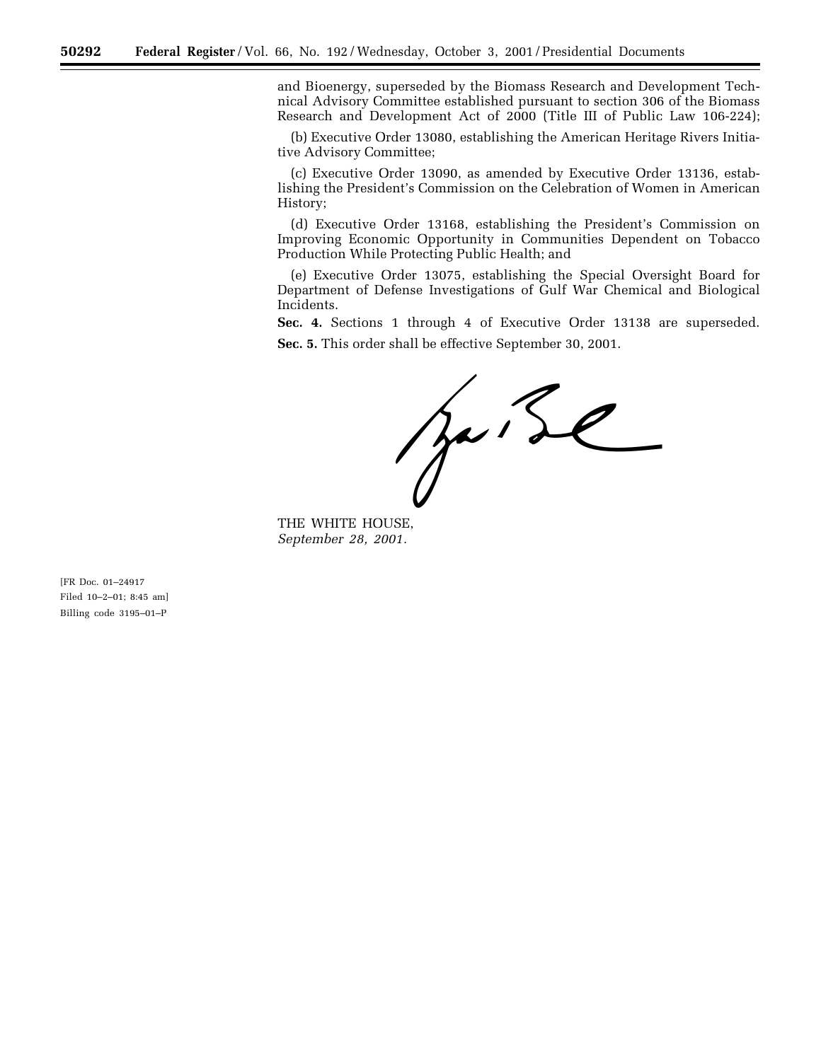and Bioenergy, superseded by the Biomass Research and Development Technical Advisory Committee established pursuant to section 306 of the Biomass Research and Development Act of 2000 (Title III of Public Law 106-224);

(b) Executive Order 13080, establishing the American Heritage Rivers Initiative Advisory Committee;

(c) Executive Order 13090, as amended by Executive Order 13136, establishing the President's Commission on the Celebration of Women in American History;

(d) Executive Order 13168, establishing the President's Commission on Improving Economic Opportunity in Communities Dependent on Tobacco Production While Protecting Public Health; and

(e) Executive Order 13075, establishing the Special Oversight Board for Department of Defense Investigations of Gulf War Chemical and Biological Incidents.

**Sec. 4.** Sections 1 through 4 of Executive Order 13138 are superseded.

**Sec. 5.** This order shall be effective September 30, 2001.

THE WHITE HOUSE,
*September 28, 2001.*

[FR Doc. 01–24917
Filed 10–2–01; 8:45 am]
Billing code 3195–01–P